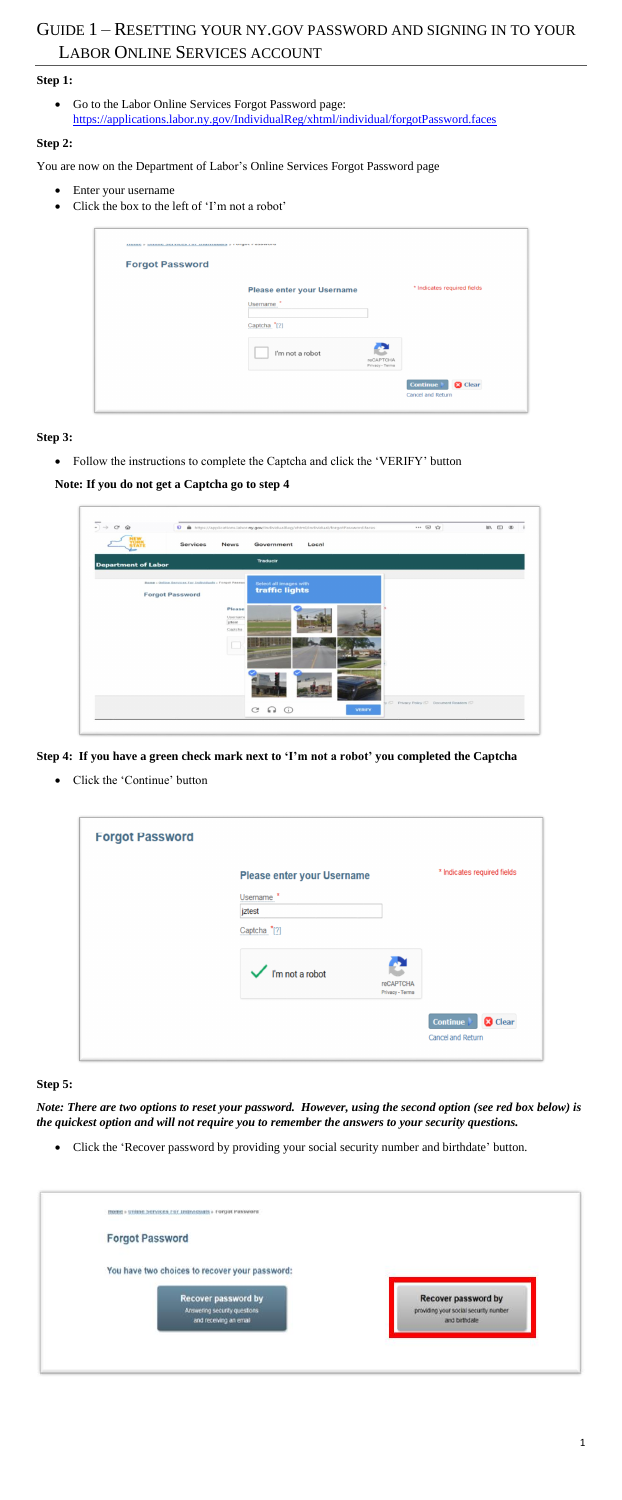# GUIDE 1 – RESETTING YOUR NY.GOV PASSWORD AND SIGNING IN TO YOUR LABOR ONLINE SERVICES ACCOUNT

**Step 1:**

- Go to the Labor Online Services Forgot Password page: https://applications.labor.ny.gov/IndividualReg/xhtml/individual/forgotPassword.faces

**Step 2:**

You are now on the Department of Labor's Online Services Forgot Password page

- Enter your username
- Click the box to the left of 'I'm not a robot'

**Step 3:**

- Follow the instructions to complete the Captcha and click the 'VERIFY' button

**Note: If you do not get a Captcha go to step 4**

**Step 4: If you have a green check mark next to 'I'm not a robot' you completed the Captcha**

- Click the 'Continue' button

**Step 5:**

***Note: There are two options to reset your password. However, using the second option (see red box below) is the quickest option and will not require you to remember the answers to your security questions.***

- Click the 'Recover password by providing your social security number and birthdate' button.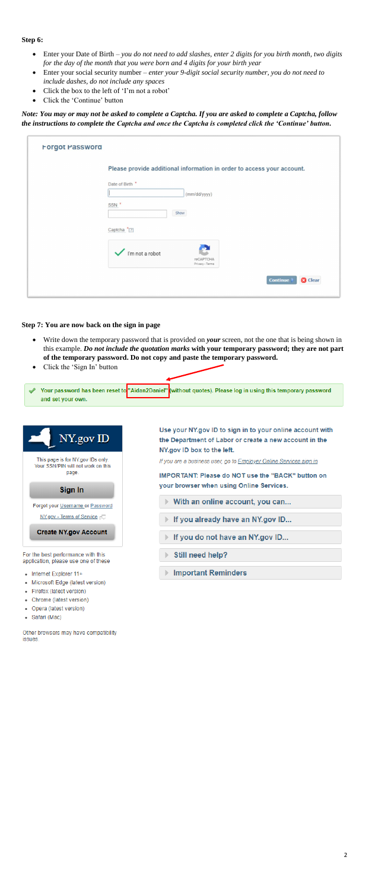**Step 6:**

- Enter your Date of Birth – *you do not need to add slashes, enter 2 digits for you birth month, two digits for the day of the month that you were born and 4 digits for your birth year*
- Enter your social security number – *enter your 9-digit social security number, you do not need to include dashes, do not include any spaces*
- Click the box to the left of 'I'm not a robot'
- Click the 'Continue' button

***Note: You may or may not be asked to complete a Captcha. If you are asked to complete a Captcha, follow the instructions to complete the Captcha and once the Captcha is completed click the 'Continue' button.***

Forgot Password

Please provide additional information in order to access your account.

Date of Birth * (mm/dd/yyyy)

SSN * Show

Captcha * [?]

I'm not a robot reCAPTCHA Privacy - Terms

Continue Clear

**Step 7: You are now back on the sign in page**

- Write down the temporary password that is provided on ***your*** screen, not the one that is being shown in this example. ***Do not include the quotation marks*** **with your temporary password; they are not part of the temporary password. Do not copy and paste the temporary password.**
- Click the 'Sign In' button

Your password has been reset to "Aidan2Daniel" (without quotes). Please log in using this temporary password and set your own.

NY.gov ID

This page is for NY.gov IDs only. Your SSN/PIN will not work on this page.

Sign In

Forgot your Username or Password

NY.gov - Terms of Service

Create NY.gov Account

For the best performance with this application, please use one of these

- Internet Explorer 11+
- Microsoft Edge (latest version)
- Firefox (latest version)
- Chrome (latest version)
- Opera (latest version)
- Safari (Mac)

Other browsers may have compatibility issues.

**Use your NY.gov ID to sign in to your online account with the Department of Labor or create a new account in the NY.gov ID box to the left.**

*If you are a business user, go to Employer Online Services sign in*

**IMPORTANT: Please do NOT use the "BACK" button on your browser when using Online Services.**

- With an online account, you can...
- If you already have an NY.gov ID...
- If you do not have an NY.gov ID...
- Still need help?
- Important Reminders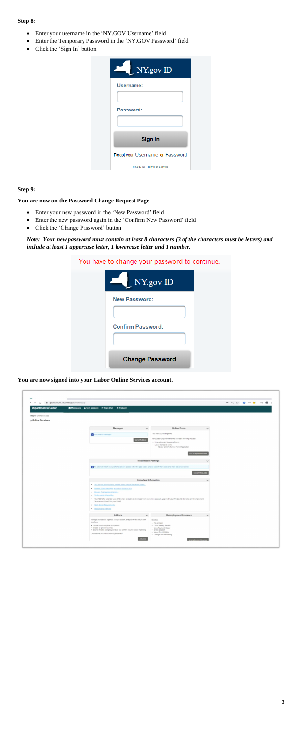**Step 8:**

- Enter your username in the 'NY.GOV Username' field
- Enter the Temporary Password in the 'NY.GOV Password' field
- Click the 'Sign In' button

**Step 9:**

**You are now on the Password Change Request Page**

- Enter your new password in the 'New Password' field
- Enter the new password again in the 'Confirm New Password' field
- Click the 'Change Password' button

***Note: Your new password must contain at least 8 characters (3 of the characters must be letters) and include at least 1 uppercase letter, 1 lowercase letter and 1 number.***

**You are now signed into your Labor Online Services account.**